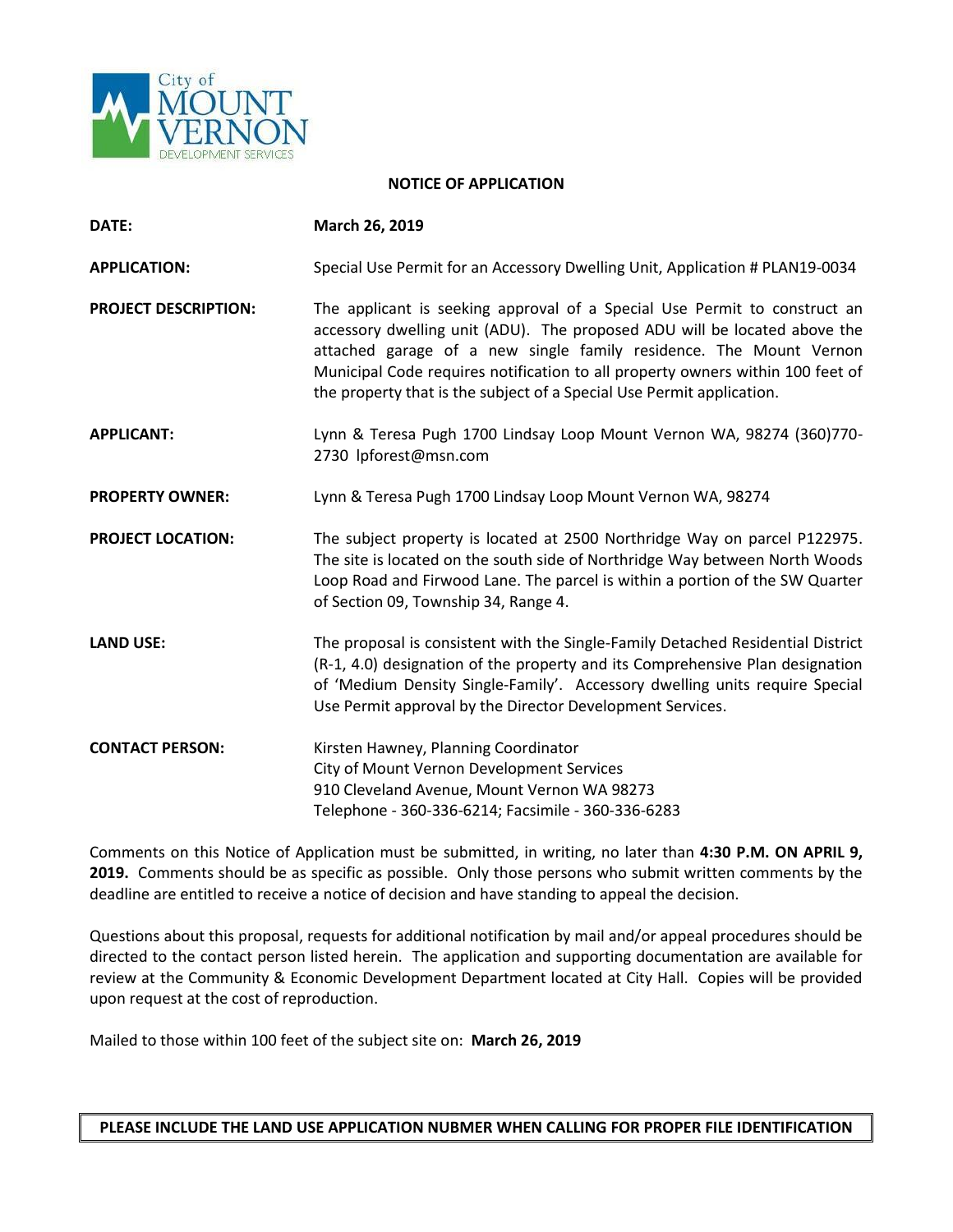City of MOUNT VERNON DEVELOPMENT SERVICES

# NOTICE OF APPLICATION

**DATE:** **March 26, 2019**

**APPLICATION:** Special Use Permit for an Accessory Dwelling Unit, Application # PLAN19-0034

**PROJECT DESCRIPTION:** The applicant is seeking approval of a Special Use Permit to construct an accessory dwelling unit (ADU). The proposed ADU will be located above the attached garage of a new single family residence. The Mount Vernon Municipal Code requires notification to all property owners within 100 feet of the property that is the subject of a Special Use Permit application.

**APPLICANT:** Lynn & Teresa Pugh 1700 Lindsay Loop Mount Vernon WA, 98274 (360)770-2730 lpforest@msn.com

**PROPERTY OWNER:** Lynn & Teresa Pugh 1700 Lindsay Loop Mount Vernon WA, 98274

**PROJECT LOCATION:** The subject property is located at 2500 Northridge Way on parcel P122975. The site is located on the south side of Northridge Way between North Woods Loop Road and Firwood Lane. The parcel is within a portion of the SW Quarter of Section 09, Township 34, Range 4.

**LAND USE:** The proposal is consistent with the Single-Family Detached Residential District (R-1, 4.0) designation of the property and its Comprehensive Plan designation of 'Medium Density Single-Family'. Accessory dwelling units require Special Use Permit approval by the Director Development Services.

**CONTACT PERSON:** Kirsten Hawney, Planning Coordinator
City of Mount Vernon Development Services
910 Cleveland Avenue, Mount Vernon WA 98273
Telephone - 360-336-6214; Facsimile - 360-336-6283

Comments on this Notice of Application must be submitted, in writing, no later than **4:30 P.M. ON APRIL 9, 2019.** Comments should be as specific as possible. Only those persons who submit written comments by the deadline are entitled to receive a notice of decision and have standing to appeal the decision.

Questions about this proposal, requests for additional notification by mail and/or appeal procedures should be directed to the contact person listed herein. The application and supporting documentation are available for review at the Community & Economic Development Department located at City Hall. Copies will be provided upon request at the cost of reproduction.

Mailed to those within 100 feet of the subject site on: **March 26, 2019**

**PLEASE INCLUDE THE LAND USE APPLICATION NUBMER WHEN CALLING FOR PROPER FILE IDENTIFICATION**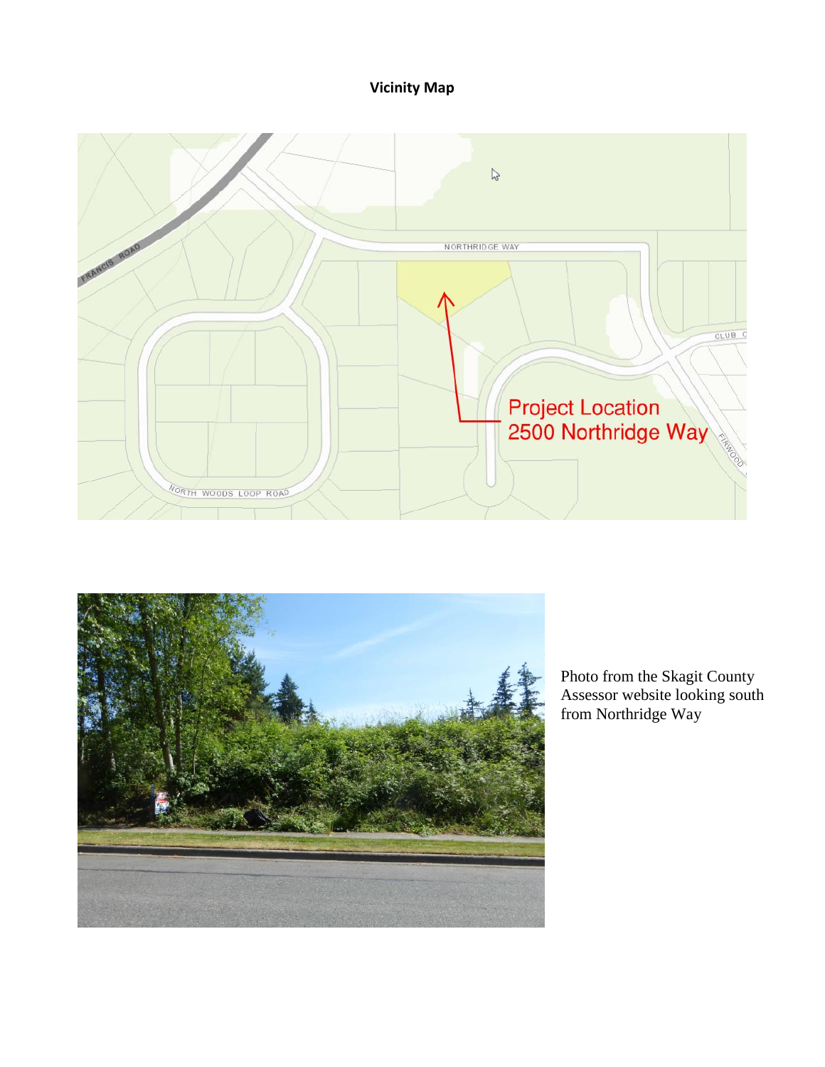**Vicinity Map**

NORTHRIDGE WAY

FRANCIS ROAD

CLUB C

FIRWOOD

NORTH WOODS LOOP ROAD

Project Location
2500 Northridge Way

Photo from the Skagit County Assessor website looking south from Northridge Way